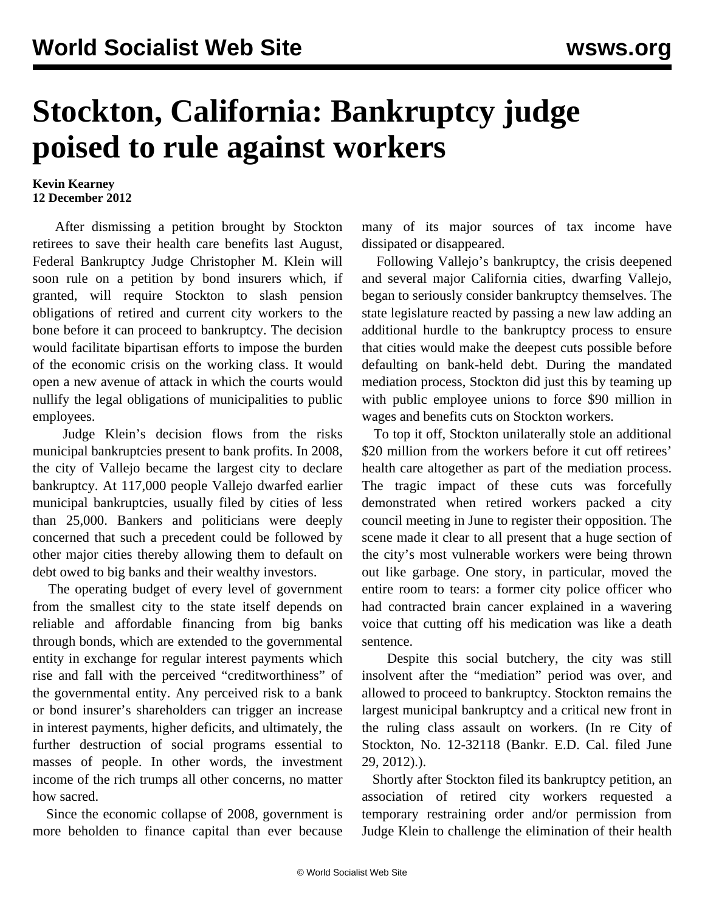# Stockton, California: Bankruptcy judge poised to rule against workers

**Kevin Kearney**
**12 December 2012**

After dismissing a petition brought by Stockton retirees to save their health care benefits last August, Federal Bankruptcy Judge Christopher M. Klein will soon rule on a petition by bond insurers which, if granted, will require Stockton to slash pension obligations of retired and current city workers to the bone before it can proceed to bankruptcy. The decision would facilitate bipartisan efforts to impose the burden of the economic crisis on the working class. It would open a new avenue of attack in which the courts would nullify the legal obligations of municipalities to public employees.

Judge Klein's decision flows from the risks municipal bankruptcies present to bank profits. In 2008, the city of Vallejo became the largest city to declare bankruptcy. At 117,000 people Vallejo dwarfed earlier municipal bankruptcies, usually filed by cities of less than 25,000. Bankers and politicians were deeply concerned that such a precedent could be followed by other major cities thereby allowing them to default on debt owed to big banks and their wealthy investors.

The operating budget of every level of government from the smallest city to the state itself depends on reliable and affordable financing from big banks through bonds, which are extended to the governmental entity in exchange for regular interest payments which rise and fall with the perceived "creditworthiness" of the governmental entity. Any perceived risk to a bank or bond insurer's shareholders can trigger an increase in interest payments, higher deficits, and ultimately, the further destruction of social programs essential to masses of people. In other words, the investment income of the rich trumps all other concerns, no matter how sacred.

Since the economic collapse of 2008, government is more beholden to finance capital than ever because many of its major sources of tax income have dissipated or disappeared.

Following Vallejo's bankruptcy, the crisis deepened and several major California cities, dwarfing Vallejo, began to seriously consider bankruptcy themselves. The state legislature reacted by passing a new law adding an additional hurdle to the bankruptcy process to ensure that cities would make the deepest cuts possible before defaulting on bank-held debt. During the mandated mediation process, Stockton did just this by teaming up with public employee unions to force $90 million in wages and benefits cuts on Stockton workers.

To top it off, Stockton unilaterally stole an additional $20 million from the workers before it cut off retirees' health care altogether as part of the mediation process. The tragic impact of these cuts was forcefully demonstrated when retired workers packed a city council meeting in June to register their opposition. The scene made it clear to all present that a huge section of the city's most vulnerable workers were being thrown out like garbage. One story, in particular, moved the entire room to tears: a former city police officer who had contracted brain cancer explained in a wavering voice that cutting off his medication was like a death sentence.

Despite this social butchery, the city was still insolvent after the "mediation" period was over, and allowed to proceed to bankruptcy. Stockton remains the largest municipal bankruptcy and a critical new front in the ruling class assault on workers. (In re City of Stockton, No. 12-32118 (Bankr. E.D. Cal. filed June 29, 2012).).

Shortly after Stockton filed its bankruptcy petition, an association of retired city workers requested a temporary restraining order and/or permission from Judge Klein to challenge the elimination of their health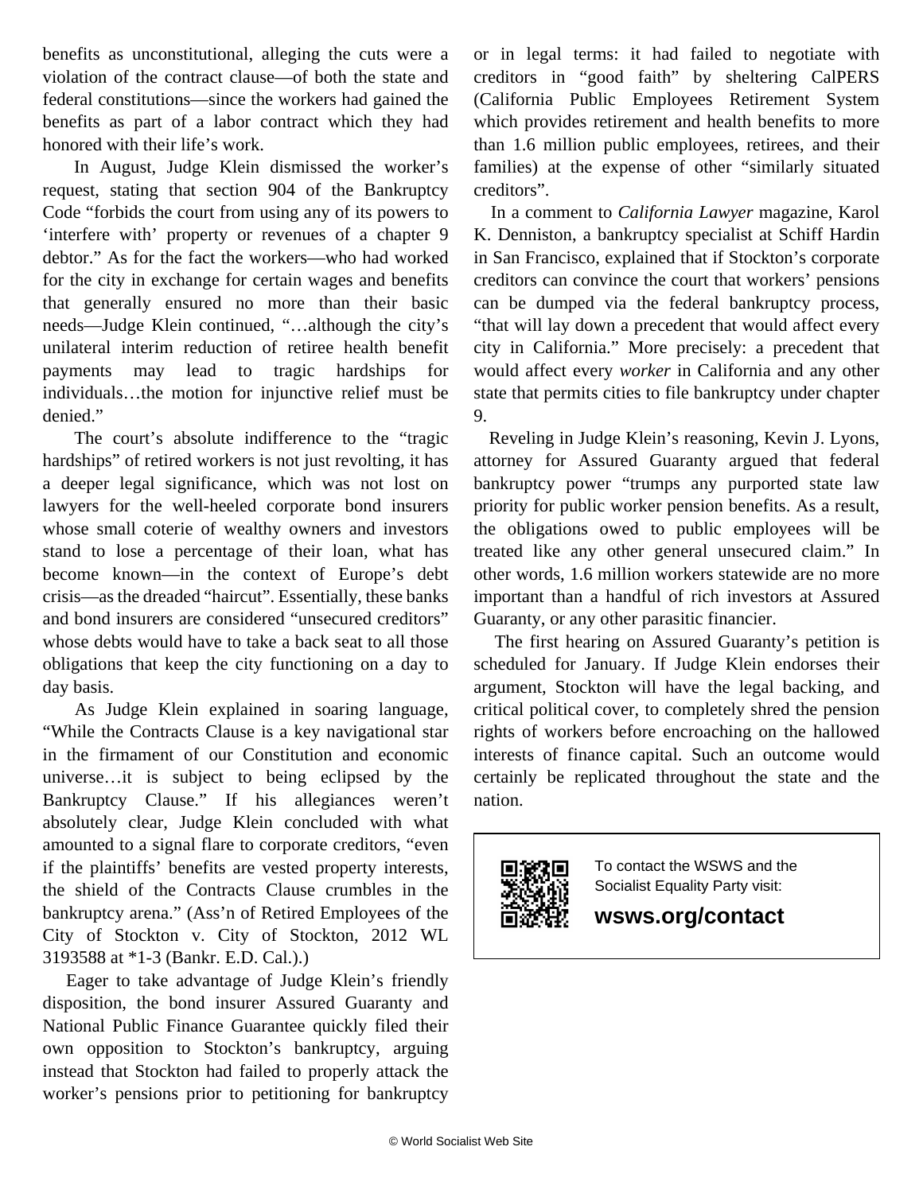benefits as unconstitutional, alleging the cuts were a violation of the contract clause—of both the state and federal constitutions—since the workers had gained the benefits as part of a labor contract which they had honored with their life's work.

In August, Judge Klein dismissed the worker's request, stating that section 904 of the Bankruptcy Code "forbids the court from using any of its powers to 'interfere with' property or revenues of a chapter 9 debtor." As for the fact the workers—who had worked for the city in exchange for certain wages and benefits that generally ensured no more than their basic needs—Judge Klein continued, "…although the city's unilateral interim reduction of retiree health benefit payments may lead to tragic hardships for individuals…the motion for injunctive relief must be denied."

The court's absolute indifference to the "tragic hardships" of retired workers is not just revolting, it has a deeper legal significance, which was not lost on lawyers for the well-heeled corporate bond insurers whose small coterie of wealthy owners and investors stand to lose a percentage of their loan, what has become known—in the context of Europe's debt crisis—as the dreaded "haircut". Essentially, these banks and bond insurers are considered "unsecured creditors" whose debts would have to take a back seat to all those obligations that keep the city functioning on a day to day basis.

As Judge Klein explained in soaring language, "While the Contracts Clause is a key navigational star in the firmament of our Constitution and economic universe…it is subject to being eclipsed by the Bankruptcy Clause." If his allegiances weren't absolutely clear, Judge Klein concluded with what amounted to a signal flare to corporate creditors, "even if the plaintiffs' benefits are vested property interests, the shield of the Contracts Clause crumbles in the bankruptcy arena." (Ass'n of Retired Employees of the City of Stockton v. City of Stockton, 2012 WL 3193588 at *1-3 (Bankr. E.D. Cal.).)

Eager to take advantage of Judge Klein's friendly disposition, the bond insurer Assured Guaranty and National Public Finance Guarantee quickly filed their own opposition to Stockton's bankruptcy, arguing instead that Stockton had failed to properly attack the worker's pensions prior to petitioning for bankruptcy or in legal terms: it had failed to negotiate with creditors in "good faith" by sheltering CalPERS (California Public Employees Retirement System which provides retirement and health benefits to more than 1.6 million public employees, retirees, and their families) at the expense of other "similarly situated creditors".

In a comment to *California Lawyer* magazine, Karol K. Denniston, a bankruptcy specialist at Schiff Hardin in San Francisco, explained that if Stockton's corporate creditors can convince the court that workers' pensions can be dumped via the federal bankruptcy process, "that will lay down a precedent that would affect every city in California." More precisely: a precedent that would affect every *worker* in California and any other state that permits cities to file bankruptcy under chapter 9.

Reveling in Judge Klein's reasoning, Kevin J. Lyons, attorney for Assured Guaranty argued that federal bankruptcy power "trumps any purported state law priority for public worker pension benefits. As a result, the obligations owed to public employees will be treated like any other general unsecured claim." In other words, 1.6 million workers statewide are no more important than a handful of rich investors at Assured Guaranty, or any other parasitic financier.

The first hearing on Assured Guaranty's petition is scheduled for January. If Judge Klein endorses their argument, Stockton will have the legal backing, and critical political cover, to completely shred the pension rights of workers before encroaching on the hallowed interests of finance capital. Such an outcome would certainly be replicated throughout the state and the nation.

To contact the WSWS and the Socialist Equality Party visit:

**wsws.org/contact**